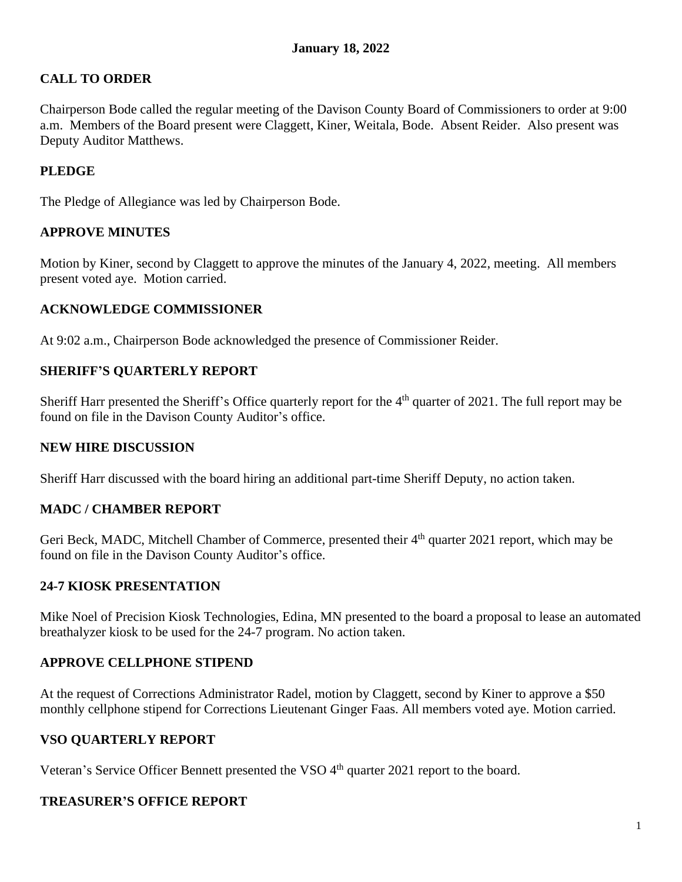**January 18, 2022**

## CALL TO ORDER

Chairperson Bode called the regular meeting of the Davison County Board of Commissioners to order at 9:00 a.m. Members of the Board present were Claggett, Kiner, Weitala, Bode. Absent Reider. Also present was Deputy Auditor Matthews.

## PLEDGE

The Pledge of Allegiance was led by Chairperson Bode.

## APPROVE MINUTES

Motion by Kiner, second by Claggett to approve the minutes of the January 4, 2022, meeting. All members present voted aye. Motion carried.

## ACKNOWLEDGE COMMISSIONER

At 9:02 a.m., Chairperson Bode acknowledged the presence of Commissioner Reider.

## SHERIFF'S QUARTERLY REPORT

Sheriff Harr presented the Sheriff's Office quarterly report for the 4th quarter of 2021. The full report may be found on file in the Davison County Auditor's office.

## NEW HIRE DISCUSSION

Sheriff Harr discussed with the board hiring an additional part-time Sheriff Deputy, no action taken.

## MADC / CHAMBER REPORT

Geri Beck, MADC, Mitchell Chamber of Commerce, presented their 4th quarter 2021 report, which may be found on file in the Davison County Auditor's office.

## 24-7 KIOSK PRESENTATION

Mike Noel of Precision Kiosk Technologies, Edina, MN presented to the board a proposal to lease an automated breathalyzer kiosk to be used for the 24-7 program. No action taken.

## APPROVE CELLPHONE STIPEND

At the request of Corrections Administrator Radel, motion by Claggett, second by Kiner to approve a $50 monthly cellphone stipend for Corrections Lieutenant Ginger Faas. All members voted aye. Motion carried.

## VSO QUARTERLY REPORT

Veteran's Service Officer Bennett presented the VSO 4th quarter 2021 report to the board.

## TREASURER'S OFFICE REPORT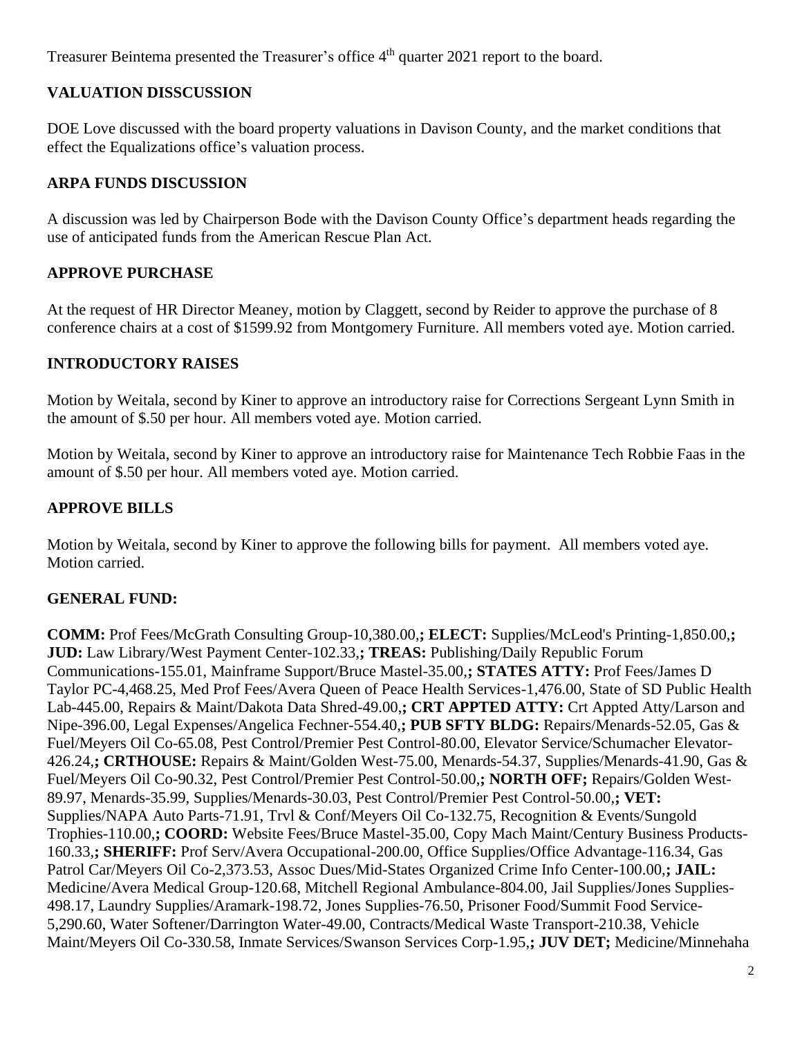Treasurer Beintema presented the Treasurer's office 4th quarter 2021 report to the board.

## VALUATION DISSCUSSION

DOE Love discussed with the board property valuations in Davison County, and the market conditions that effect the Equalizations office's valuation process.

## ARPA FUNDS DISCUSSION

A discussion was led by Chairperson Bode with the Davison County Office's department heads regarding the use of anticipated funds from the American Rescue Plan Act.

## APPROVE PURCHASE

At the request of HR Director Meaney, motion by Claggett, second by Reider to approve the purchase of 8 conference chairs at a cost of $1599.92 from Montgomery Furniture. All members voted aye. Motion carried.

## INTRODUCTORY RAISES

Motion by Weitala, second by Kiner to approve an introductory raise for Corrections Sergeant Lynn Smith in the amount of $.50 per hour. All members voted aye. Motion carried.

Motion by Weitala, second by Kiner to approve an introductory raise for Maintenance Tech Robbie Faas in the amount of $.50 per hour. All members voted aye. Motion carried.

## APPROVE BILLS

Motion by Weitala, second by Kiner to approve the following bills for payment. All members voted aye. Motion carried.

## GENERAL FUND:

**COMM:** Prof Fees/McGrath Consulting Group-10,380.00,**; ELECT:** Supplies/McLeod's Printing-1,850.00,**; JUD:** Law Library/West Payment Center-102.33,**; TREAS:** Publishing/Daily Republic Forum Communications-155.01, Mainframe Support/Bruce Mastel-35.00,**; STATES ATTY:** Prof Fees/James D Taylor PC-4,468.25, Med Prof Fees/Avera Queen of Peace Health Services-1,476.00, State of SD Public Health Lab-445.00, Repairs & Maint/Dakota Data Shred-49.00,**; CRT APPTED ATTY:** Crt Appted Atty/Larson and Nipe-396.00, Legal Expenses/Angelica Fechner-554.40,**; PUB SFTY BLDG:** Repairs/Menards-52.05, Gas & Fuel/Meyers Oil Co-65.08, Pest Control/Premier Pest Control-80.00, Elevator Service/Schumacher Elevator-426.24,**; CRTHOUSE:** Repairs & Maint/Golden West-75.00, Menards-54.37, Supplies/Menards-41.90, Gas & Fuel/Meyers Oil Co-90.32, Pest Control/Premier Pest Control-50.00,**; NORTH OFF;** Repairs/Golden West-89.97, Menards-35.99, Supplies/Menards-30.03, Pest Control/Premier Pest Control-50.00,**; VET:** Supplies/NAPA Auto Parts-71.91, Trvl & Conf/Meyers Oil Co-132.75, Recognition & Events/Sungold Trophies-110.00,**; COORD:** Website Fees/Bruce Mastel-35.00, Copy Mach Maint/Century Business Products-160.33,**; SHERIFF:** Prof Serv/Avera Occupational-200.00, Office Supplies/Office Advantage-116.34, Gas Patrol Car/Meyers Oil Co-2,373.53, Assoc Dues/Mid-States Organized Crime Info Center-100.00,**; JAIL:** Medicine/Avera Medical Group-120.68, Mitchell Regional Ambulance-804.00, Jail Supplies/Jones Supplies-498.17, Laundry Supplies/Aramark-198.72, Jones Supplies-76.50, Prisoner Food/Summit Food Service-5,290.60, Water Softener/Darrington Water-49.00, Contracts/Medical Waste Transport-210.38, Vehicle Maint/Meyers Oil Co-330.58, Inmate Services/Swanson Services Corp-1.95,**; JUV DET;** Medicine/Minnehaha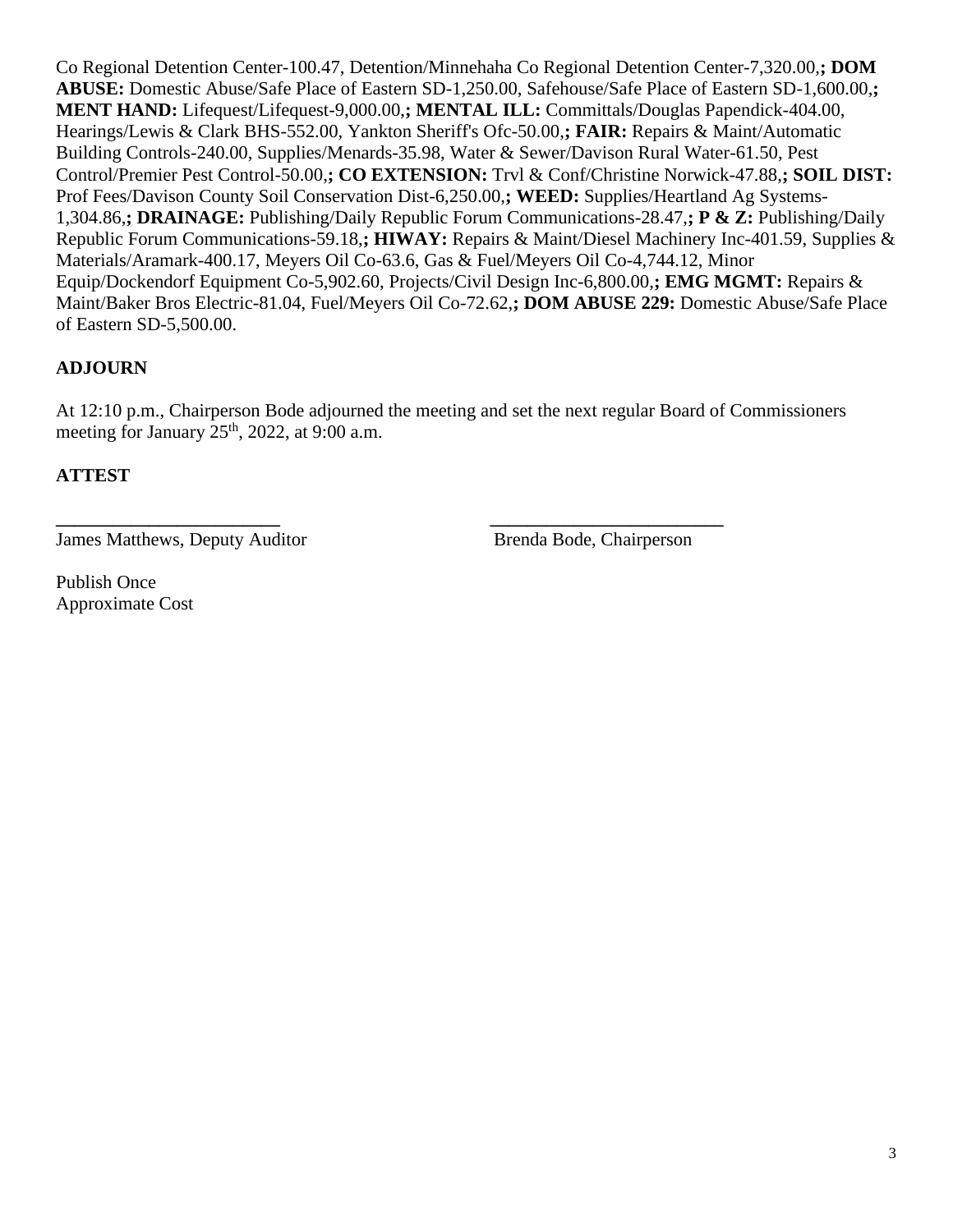Co Regional Detention Center-100.47, Detention/Minnehaha Co Regional Detention Center-7,320.00,**; DOM ABUSE:** Domestic Abuse/Safe Place of Eastern SD-1,250.00, Safehouse/Safe Place of Eastern SD-1,600.00,**; MENT HAND:** Lifequest/Lifequest-9,000.00,**; MENTAL ILL:** Committals/Douglas Papendick-404.00, Hearings/Lewis & Clark BHS-552.00, Yankton Sheriff's Ofc-50.00,**; FAIR:** Repairs & Maint/Automatic Building Controls-240.00, Supplies/Menards-35.98, Water & Sewer/Davison Rural Water-61.50, Pest Control/Premier Pest Control-50.00,**; CO EXTENSION:** Trvl & Conf/Christine Norwick-47.88,**; SOIL DIST:** Prof Fees/Davison County Soil Conservation Dist-6,250.00,**; WEED:** Supplies/Heartland Ag Systems-1,304.86,**; DRAINAGE:** Publishing/Daily Republic Forum Communications-28.47,**; P & Z:** Publishing/Daily Republic Forum Communications-59.18,**; HIWAY:** Repairs & Maint/Diesel Machinery Inc-401.59, Supplies & Materials/Aramark-400.17, Meyers Oil Co-63.6, Gas & Fuel/Meyers Oil Co-4,744.12, Minor Equip/Dockendorf Equipment Co-5,902.60, Projects/Civil Design Inc-6,800.00,**; EMG MGMT:** Repairs & Maint/Baker Bros Electric-81.04, Fuel/Meyers Oil Co-72.62,**; DOM ABUSE 229:** Domestic Abuse/Safe Place of Eastern SD-5,500.00.

**ADJOURN**

At 12:10 p.m., Chairperson Bode adjourned the meeting and set the next regular Board of Commissioners meeting for January 25th, 2022, at 9:00 a.m.

**ATTEST**

______________________ ______________________

James Matthews, Deputy Auditor Brenda Bode, Chairperson

Publish Once
Approximate Cost